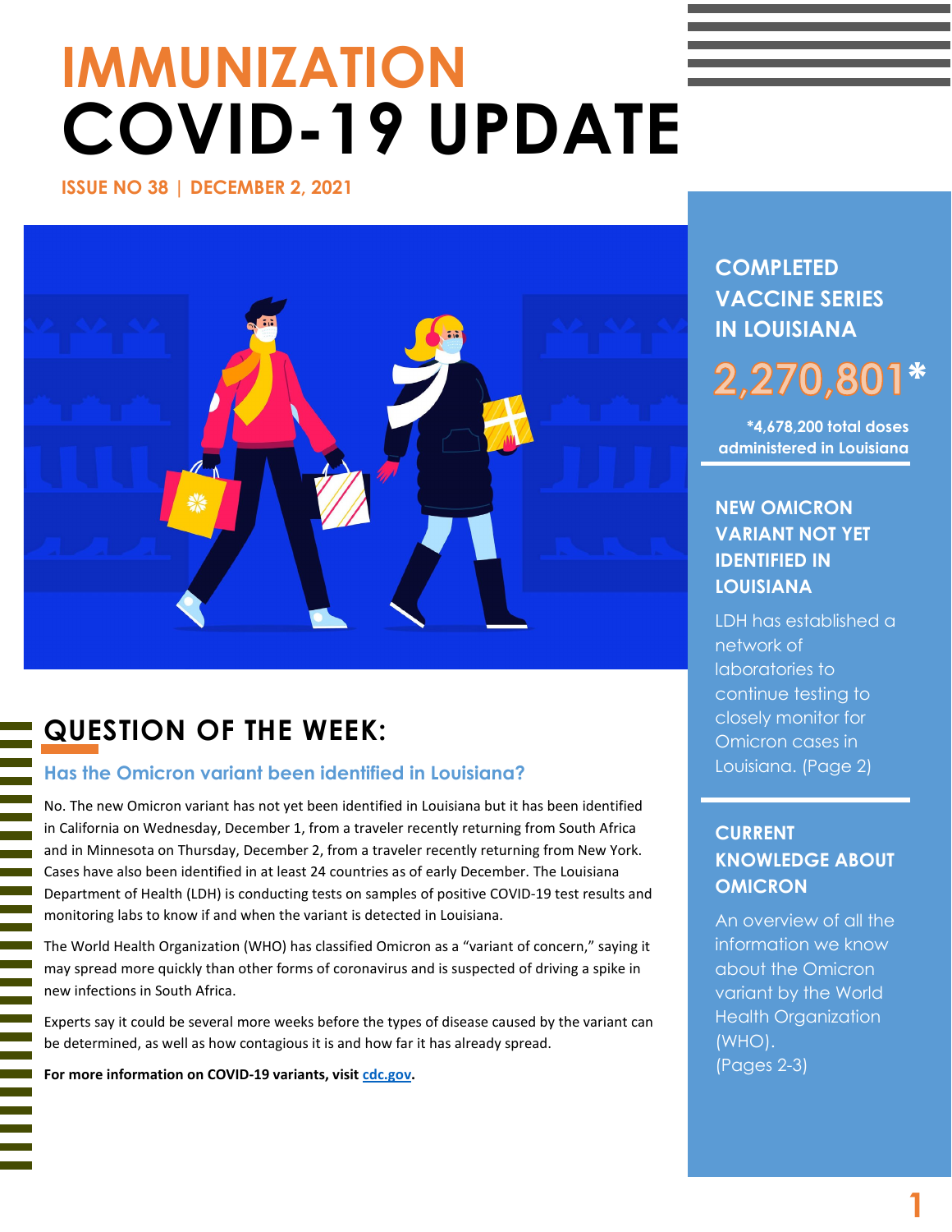# IMMUNIZATION COVID-19 UPDATE

**ISSUE NO 38 | DECEMBER 2, 2021**

## QUESTION OF THE WEEK:

### Has the Omicron variant been identified in Louisiana?

No. The new Omicron variant has not yet been identified in Louisiana but it has been identified in California on Wednesday, December 1, from a traveler recently returning from South Africa and in Minnesota on Thursday, December 2, from a traveler recently returning from New York. Cases have also been identified in at least 24 countries as of early December. The Louisiana Department of Health (LDH) is conducting tests on samples of positive COVID-19 test results and monitoring labs to know if and when the variant is detected in Louisiana.

The World Health Organization (WHO) has classified Omicron as a "variant of concern," saying it may spread more quickly than other forms of coronavirus and is suspected of driving a spike in new infections in South Africa.

Experts say it could be several more weeks before the types of disease caused by the variant can be determined, as well as how contagious it is and how far it has already spread.

**For more information on COVID-19 variants, visit cdc.gov.**

## COMPLETED VACCINE SERIES IN LOUISIANA

**2,270,801***

***4,678,200 total doses administered in Louisiana**

## NEW OMICRON VARIANT NOT YET IDENTIFIED IN LOUISIANA

LDH has established a network of laboratories to continue testing to closely monitor for Omicron cases in Louisiana. (Page 2)

## CURRENT KNOWLEDGE ABOUT OMICRON

An overview of all the information we know about the Omicron variant by the World Health Organization (WHO). (Pages 2-3)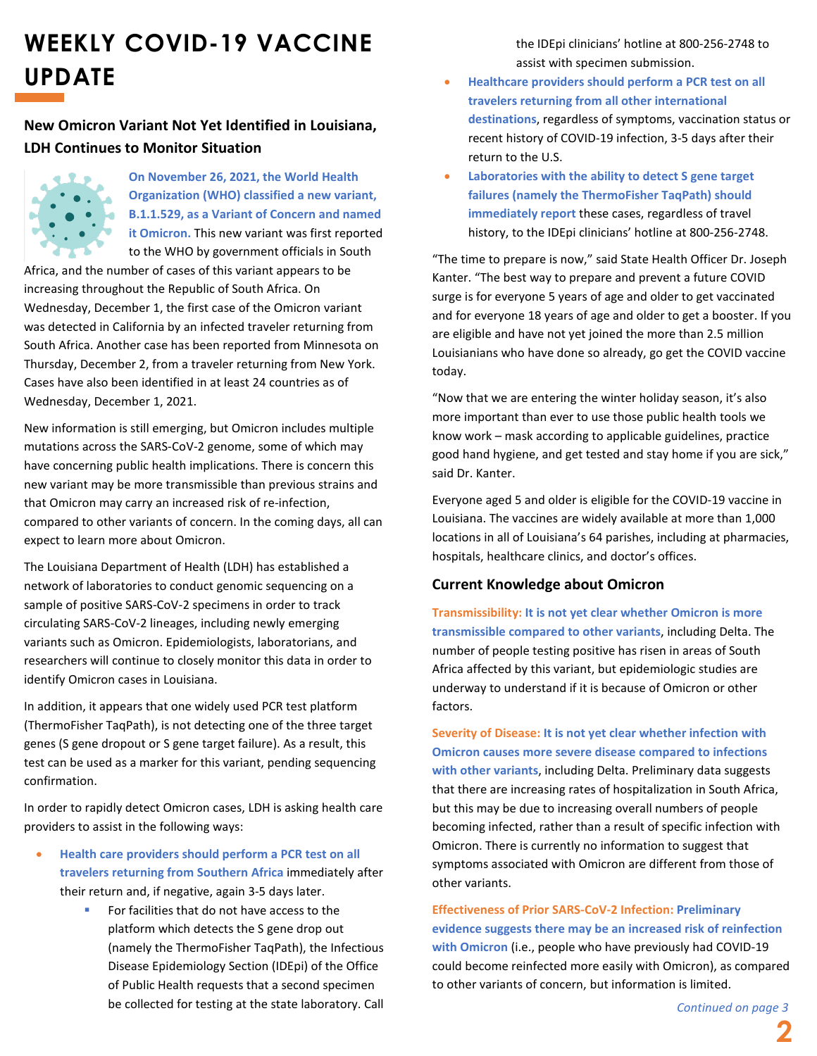# WEEKLY COVID-19 VACCINE UPDATE

### New Omicron Variant Not Yet Identified in Louisiana, LDH Continues to Monitor Situation

**On November 26, 2021, the World Health Organization (WHO) classified a new variant, B.1.1.529, as a Variant of Concern and named it Omicron.** This new variant was first reported to the WHO by government officials in South Africa, and the number of cases of this variant appears to be increasing throughout the Republic of South Africa. On Wednesday, December 1, the first case of the Omicron variant was detected in California by an infected traveler returning from South Africa. Another case has been reported from Minnesota on Thursday, December 2, from a traveler returning from New York. Cases have also been identified in at least 24 countries as of Wednesday, December 1, 2021.

New information is still emerging, but Omicron includes multiple mutations across the SARS-CoV-2 genome, some of which may have concerning public health implications. There is concern this new variant may be more transmissible than previous strains and that Omicron may carry an increased risk of re-infection, compared to other variants of concern. In the coming days, all can expect to learn more about Omicron.

The Louisiana Department of Health (LDH) has established a network of laboratories to conduct genomic sequencing on a sample of positive SARS-CoV-2 specimens in order to track circulating SARS-CoV-2 lineages, including newly emerging variants such as Omicron. Epidemiologists, laboratorians, and researchers will continue to closely monitor this data in order to identify Omicron cases in Louisiana.

In addition, it appears that one widely used PCR test platform (ThermoFisher TaqPath), is not detecting one of the three target genes (S gene dropout or S gene target failure). As a result, this test can be used as a marker for this variant, pending sequencing confirmation.

In order to rapidly detect Omicron cases, LDH is asking health care providers to assist in the following ways:

- **Health care providers should perform a PCR test on all travelers returning from Southern Africa** immediately after their return and, if negative, again 3-5 days later.
  - For facilities that do not have access to the platform which detects the S gene drop out (namely the ThermoFisher TaqPath), the Infectious Disease Epidemiology Section (IDEpi) of the Office of Public Health requests that a second specimen be collected for testing at the state laboratory. Call the IDEpi clinicians' hotline at 800-256-2748 to assist with specimen submission.
- **Healthcare providers should perform a PCR test on all travelers returning from all other international destinations**, regardless of symptoms, vaccination status or recent history of COVID-19 infection, 3-5 days after their return to the U.S.
- **Laboratories with the ability to detect S gene target failures (namely the ThermoFisher TaqPath) should immediately report** these cases, regardless of travel history, to the IDEpi clinicians' hotline at 800-256-2748.

"The time to prepare is now," said State Health Officer Dr. Joseph Kanter. "The best way to prepare and prevent a future COVID surge is for everyone 5 years of age and older to get vaccinated and for everyone 18 years of age and older to get a booster. If you are eligible and have not yet joined the more than 2.5 million Louisianians who have done so already, go get the COVID vaccine today.

"Now that we are entering the winter holiday season, it's also more important than ever to use those public health tools we know work – mask according to applicable guidelines, practice good hand hygiene, and get tested and stay home if you are sick," said Dr. Kanter.

Everyone aged 5 and older is eligible for the COVID-19 vaccine in Louisiana. The vaccines are widely available at more than 1,000 locations in all of Louisiana's 64 parishes, including at pharmacies, hospitals, healthcare clinics, and doctor's offices.

### Current Knowledge about Omicron

**Transmissibility: It is not yet clear whether Omicron is more transmissible compared to other variants**, including Delta. The number of people testing positive has risen in areas of South Africa affected by this variant, but epidemiologic studies are underway to understand if it is because of Omicron or other factors.

**Severity of Disease: It is not yet clear whether infection with Omicron causes more severe disease compared to infections with other variants**, including Delta. Preliminary data suggests that there are increasing rates of hospitalization in South Africa, but this may be due to increasing overall numbers of people becoming infected, rather than a result of specific infection with Omicron. There is currently no information to suggest that symptoms associated with Omicron are different from those of other variants.

**Effectiveness of Prior SARS-CoV-2 Infection: Preliminary evidence suggests there may be an increased risk of reinfection with Omicron** (i.e., people who have previously had COVID-19 could become reinfected more easily with Omicron), as compared to other variants of concern, but information is limited.

*Continued on page 3*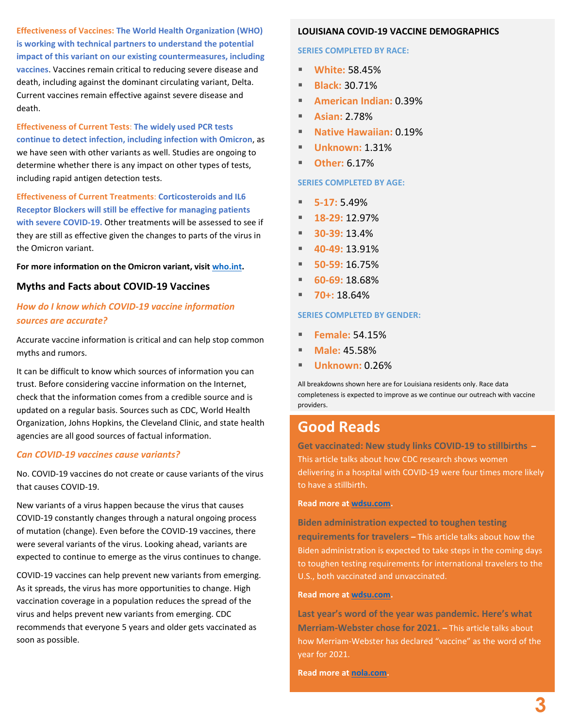**Effectiveness of Vaccines: The World Health Organization (WHO) is working with technical partners to understand the potential impact of this variant on our existing countermeasures, including vaccines**. Vaccines remain critical to reducing severe disease and death, including against the dominant circulating variant, Delta. Current vaccines remain effective against severe disease and death.

**Effectiveness of Current Tests**: **The widely used PCR tests continue to detect infection, including infection with Omicron**, as we have seen with other variants as well. Studies are ongoing to determine whether there is any impact on other types of tests, including rapid antigen detection tests.

**Effectiveness of Current Treatments**: **Corticosteroids and IL6 Receptor Blockers will still be effective for managing patients with severe COVID-19.** Other treatments will be assessed to see if they are still as effective given the changes to parts of the virus in the Omicron variant.

**For more information on the Omicron variant, visit who.int.**

## Myths and Facts about COVID-19 Vaccines

### *How do I know which COVID-19 vaccine information sources are accurate?*

Accurate vaccine information is critical and can help stop common myths and rumors.

It can be difficult to know which sources of information you can trust. Before considering vaccine information on the Internet, check that the information comes from a credible source and is updated on a regular basis. Sources such as CDC, World Health Organization, Johns Hopkins, the Cleveland Clinic, and state health agencies are all good sources of factual information.

### *Can COVID-19 vaccines cause variants?*

No. COVID-19 vaccines do not create or cause variants of the virus that causes COVID-19.

New variants of a virus happen because the virus that causes COVID-19 constantly changes through a natural ongoing process of mutation (change). Even before the COVID-19 vaccines, there were several variants of the virus. Looking ahead, variants are expected to continue to emerge as the virus continues to change.

COVID-19 vaccines can help prevent new variants from emerging. As it spreads, the virus has more opportunities to change. High vaccination coverage in a population reduces the spread of the virus and helps prevent new variants from emerging. CDC recommends that everyone 5 years and older gets vaccinated as soon as possible.

## LOUISIANA COVID-19 VACCINE DEMOGRAPHICS

**SERIES COMPLETED BY RACE:**

- **White:** 58.45%
- **Black:** 30.71%
- **American Indian:** 0.39%
- **Asian:** 2.78%
- **Native Hawaiian:** 0.19%
- **Unknown:** 1.31%
- **Other:** 6.17%

**SERIES COMPLETED BY AGE:**

- **5-17:** 5.49%
- **18-29:** 12.97%
- **30-39:** 13.4%
- **40-49:** 13.91%
- **50-59:** 16.75%
- **60-69:** 18.68%
- **70+:** 18.64%

**SERIES COMPLETED BY GENDER:**

- **Female:** 54.15%
- **Male:** 45.58%
- **Unknown:** 0.26%

All breakdowns shown here are for Louisiana residents only. Race data completeness is expected to improve as we continue our outreach with vaccine providers.

## Good Reads

**Get vaccinated: New study links COVID-19 to stillbirths** – This article talks about how CDC research shows women delivering in a hospital with COVID-19 were four times more likely to have a stillbirth.

**Read more at wdsu.com.**

**Biden administration expected to toughen testing requirements for travelers** – This article talks about how the Biden administration is expected to take steps in the coming days to toughen testing requirements for international travelers to the U.S., both vaccinated and unvaccinated.

**Read more at wdsu.com.**

**Last year's word of the year was pandemic. Here's what Merriam-Webster chose for 2021.** – This article talks about how Merriam-Webster has declared "vaccine" as the word of the year for 2021.

**Read more at nola.com.**